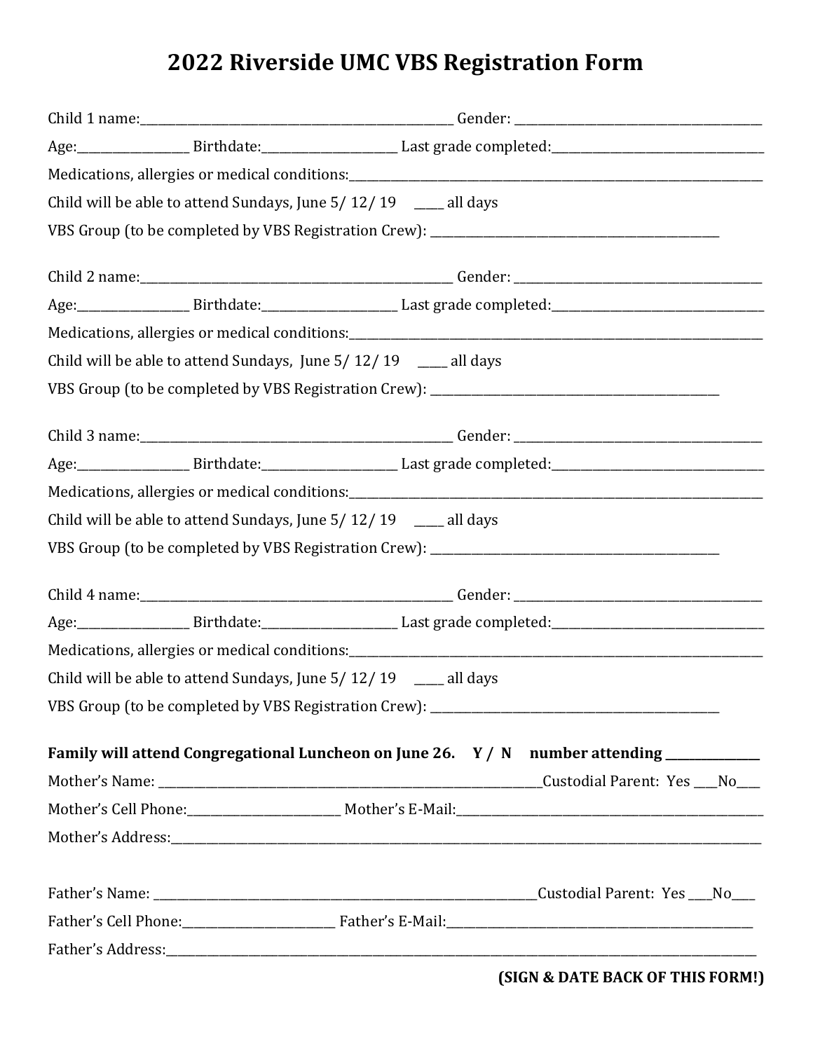# 2022 Riverside UMC VBS Registration Form

Child 1 name:______________________________ Gender: ______________________

Age:__________ Birthdate:____________ Last grade completed:____________________

Medications, allergies or medical conditions:________________________________________

Child will be able to attend Sundays, June 5/ 12/ 19 ____ all days

VBS Group (to be completed by VBS Registration Crew): ___________________________

Child 2 name:______________________________ Gender: ______________________

Age:__________ Birthdate:____________ Last grade completed:____________________

Medications, allergies or medical conditions:________________________________________

Child will be able to attend Sundays, June 5/ 12/ 19 ____ all days

VBS Group (to be completed by VBS Registration Crew): ___________________________

Child 3 name:______________________________ Gender: ______________________

Age:__________ Birthdate:____________ Last grade completed:____________________

Medications, allergies or medical conditions:________________________________________

Child will be able to attend Sundays, June 5/ 12/ 19 ____ all days

VBS Group (to be completed by VBS Registration Crew): ___________________________

Child 4 name:______________________________ Gender: ______________________

Age:__________ Birthdate:____________ Last grade completed:____________________

Medications, allergies or medical conditions:________________________________________

Child will be able to attend Sundays, June 5/ 12/ 19 ____ all days

VBS Group (to be completed by VBS Registration Crew): ___________________________

**Family will attend Congregational Luncheon on June 26. Y / N number attending _________**

Mother's Name: ____________________________________ Custodial Parent: Yes ___No___

Mother's Cell Phone:______________ Mother's E-Mail:_____________________________

Mother's Address:______________________________________________________________

Father's Name: ____________________________________ Custodial Parent: Yes ___No___

Father's Cell Phone:______________ Father's E-Mail:_____________________________

Father's Address:______________________________________________________________

**(SIGN & DATE BACK OF THIS FORM!)**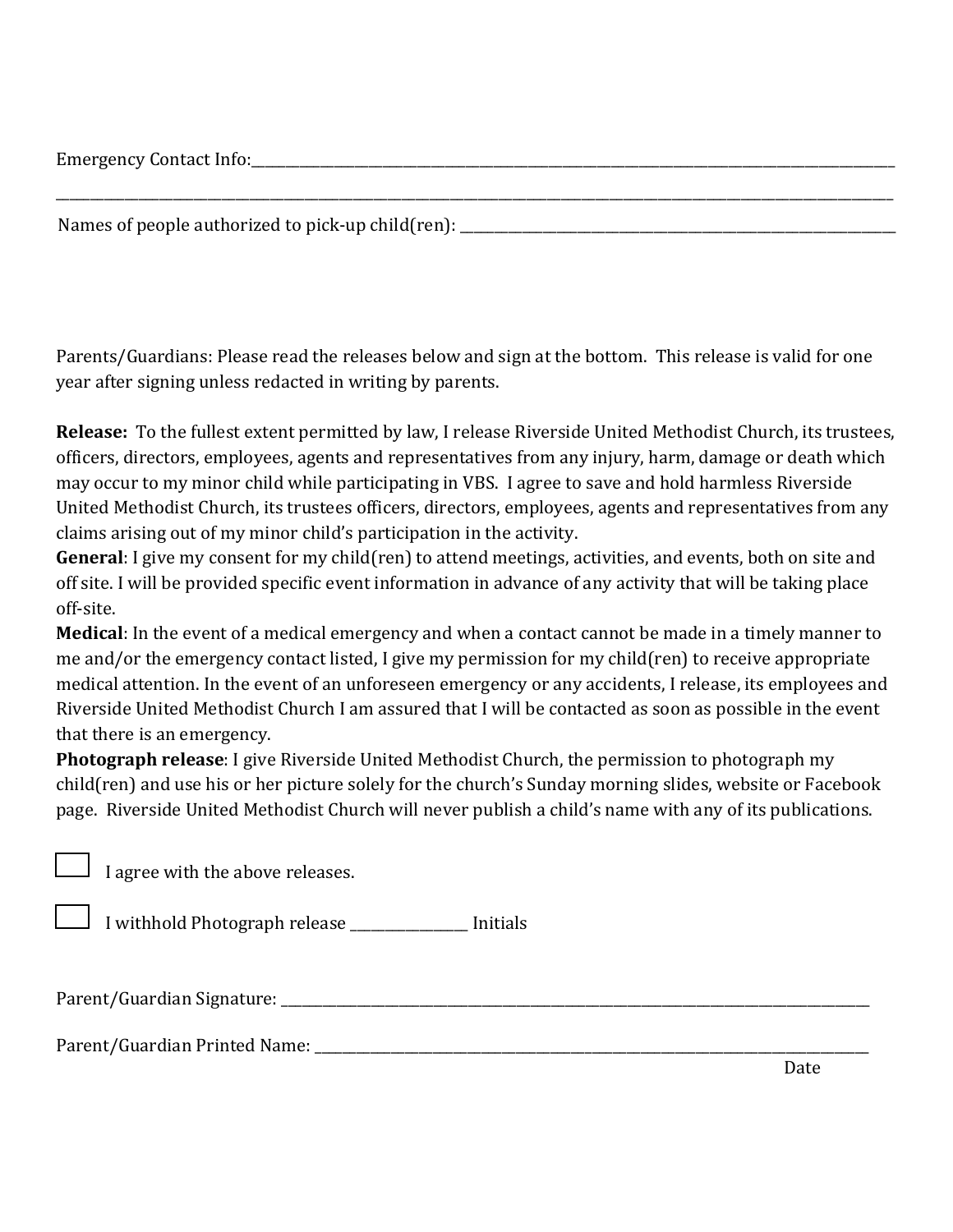Emergency Contact Info:_______________________________________________________________________________

_______________________________________________________________________________________________

Names of people authorized to pick-up child(ren): ___________________________________________________

Parents/Guardians: Please read the releases below and sign at the bottom. This release is valid for one year after signing unless redacted in writing by parents.

**Release:** To the fullest extent permitted by law, I release Riverside United Methodist Church, its trustees, officers, directors, employees, agents and representatives from any injury, harm, damage or death which may occur to my minor child while participating in VBS. I agree to save and hold harmless Riverside United Methodist Church, its trustees officers, directors, employees, agents and representatives from any claims arising out of my minor child's participation in the activity.

**General**: I give my consent for my child(ren) to attend meetings, activities, and events, both on site and off site. I will be provided specific event information in advance of any activity that will be taking place off-site.

**Medical**: In the event of a medical emergency and when a contact cannot be made in a timely manner to me and/or the emergency contact listed, I give my permission for my child(ren) to receive appropriate medical attention. In the event of an unforeseen emergency or any accidents, I release, its employees and Riverside United Methodist Church I am assured that I will be contacted as soon as possible in the event that there is an emergency.

**Photograph release**: I give Riverside United Methodist Church, the permission to photograph my child(ren) and use his or her picture solely for the church's Sunday morning slides, website or Facebook page. Riverside United Methodist Church will never publish a child's name with any of its publications.

☐ I agree with the above releases.

☐ I withhold Photograph release ________________ Initials

Parent/Guardian Signature: _______________________________________________________________________

Parent/Guardian Printed Name: ___________________________________________________________________

Date